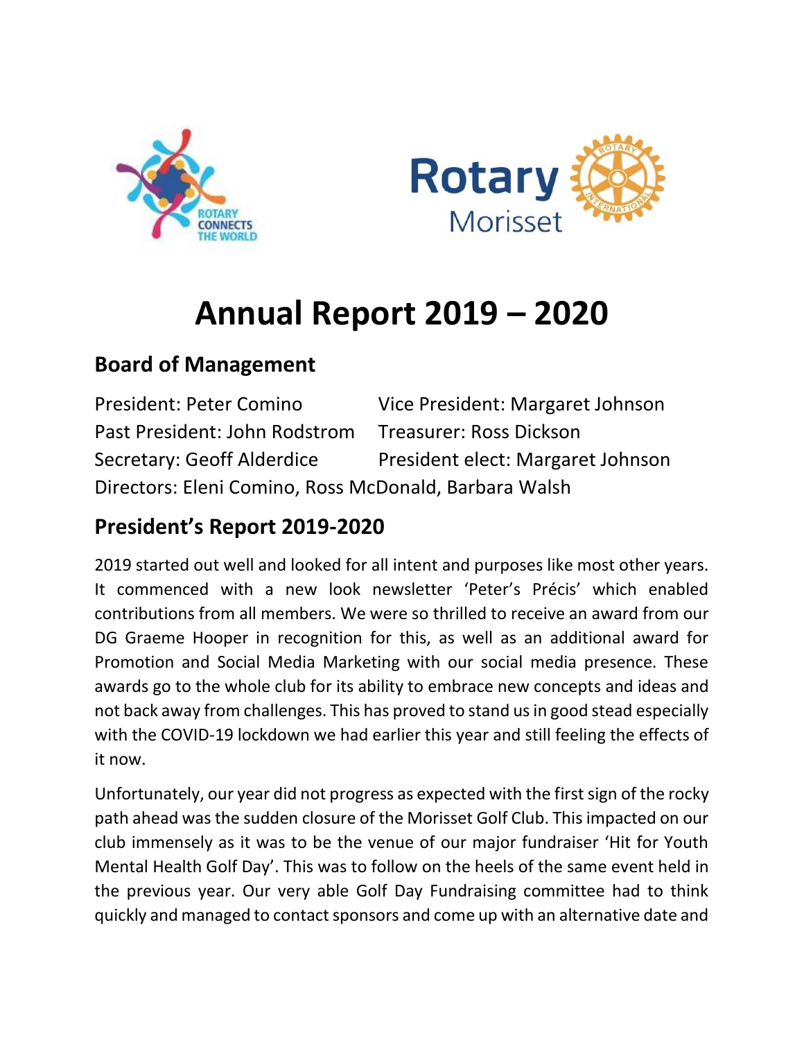# Annual Report 2019 – 2020

## Board of Management

President: Peter Comino  
Vice President: Margaret Johnson  
Past President: John Rodstrom  
Treasurer: Ross Dickson  
Secretary: Geoff Alderdice  
President elect: Margaret Johnson  
Directors: Eleni Comino, Ross McDonald, Barbara Walsh

## President's Report 2019-2020

2019 started out well and looked for all intent and purposes like most other years. It commenced with a new look newsletter 'Peter's Précis' which enabled contributions from all members. We were so thrilled to receive an award from our DG Graeme Hooper in recognition for this, as well as an additional award for Promotion and Social Media Marketing with our social media presence. These awards go to the whole club for its ability to embrace new concepts and ideas and not back away from challenges. This has proved to stand us in good stead especially with the COVID-19 lockdown we had earlier this year and still feeling the effects of it now.

Unfortunately, our year did not progress as expected with the first sign of the rocky path ahead was the sudden closure of the Morisset Golf Club. This impacted on our club immensely as it was to be the venue of our major fundraiser 'Hit for Youth Mental Health Golf Day'. This was to follow on the heels of the same event held in the previous year. Our very able Golf Day Fundraising committee had to think quickly and managed to contact sponsors and come up with an alternative date and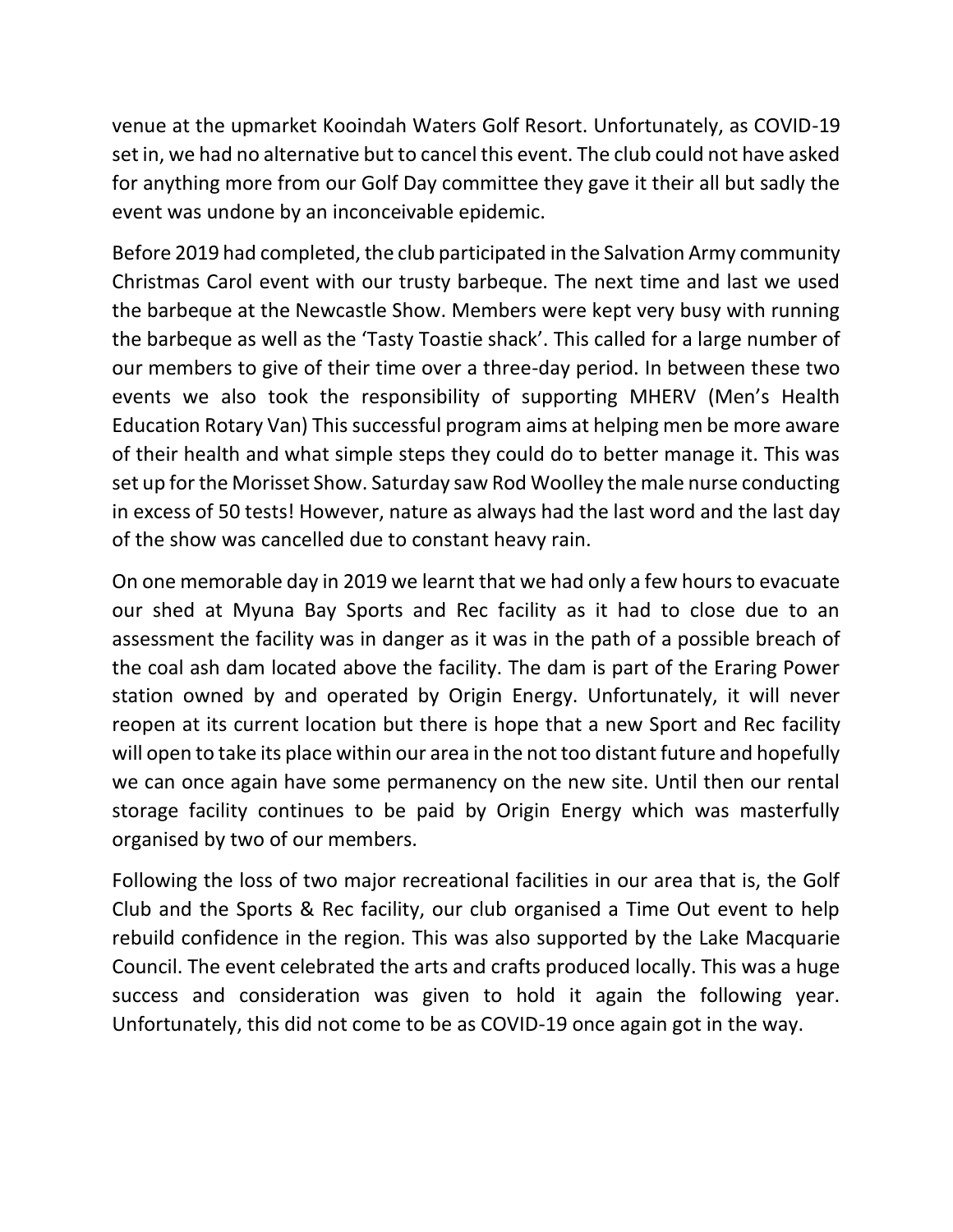venue at the upmarket Kooindah Waters Golf Resort. Unfortunately, as COVID-19 set in, we had no alternative but to cancel this event. The club could not have asked for anything more from our Golf Day committee they gave it their all but sadly the event was undone by an inconceivable epidemic.

Before 2019 had completed, the club participated in the Salvation Army community Christmas Carol event with our trusty barbeque. The next time and last we used the barbeque at the Newcastle Show. Members were kept very busy with running the barbeque as well as the 'Tasty Toastie shack'. This called for a large number of our members to give of their time over a three-day period. In between these two events we also took the responsibility of supporting MHERV (Men's Health Education Rotary Van) This successful program aims at helping men be more aware of their health and what simple steps they could do to better manage it. This was set up for the Morisset Show. Saturday saw Rod Woolley the male nurse conducting in excess of 50 tests! However, nature as always had the last word and the last day of the show was cancelled due to constant heavy rain.

On one memorable day in 2019 we learnt that we had only a few hours to evacuate our shed at Myuna Bay Sports and Rec facility as it had to close due to an assessment the facility was in danger as it was in the path of a possible breach of the coal ash dam located above the facility. The dam is part of the Eraring Power station owned by and operated by Origin Energy. Unfortunately, it will never reopen at its current location but there is hope that a new Sport and Rec facility will open to take its place within our area in the not too distant future and hopefully we can once again have some permanency on the new site. Until then our rental storage facility continues to be paid by Origin Energy which was masterfully organised by two of our members.

Following the loss of two major recreational facilities in our area that is, the Golf Club and the Sports & Rec facility, our club organised a Time Out event to help rebuild confidence in the region. This was also supported by the Lake Macquarie Council. The event celebrated the arts and crafts produced locally. This was a huge success and consideration was given to hold it again the following year. Unfortunately, this did not come to be as COVID-19 once again got in the way.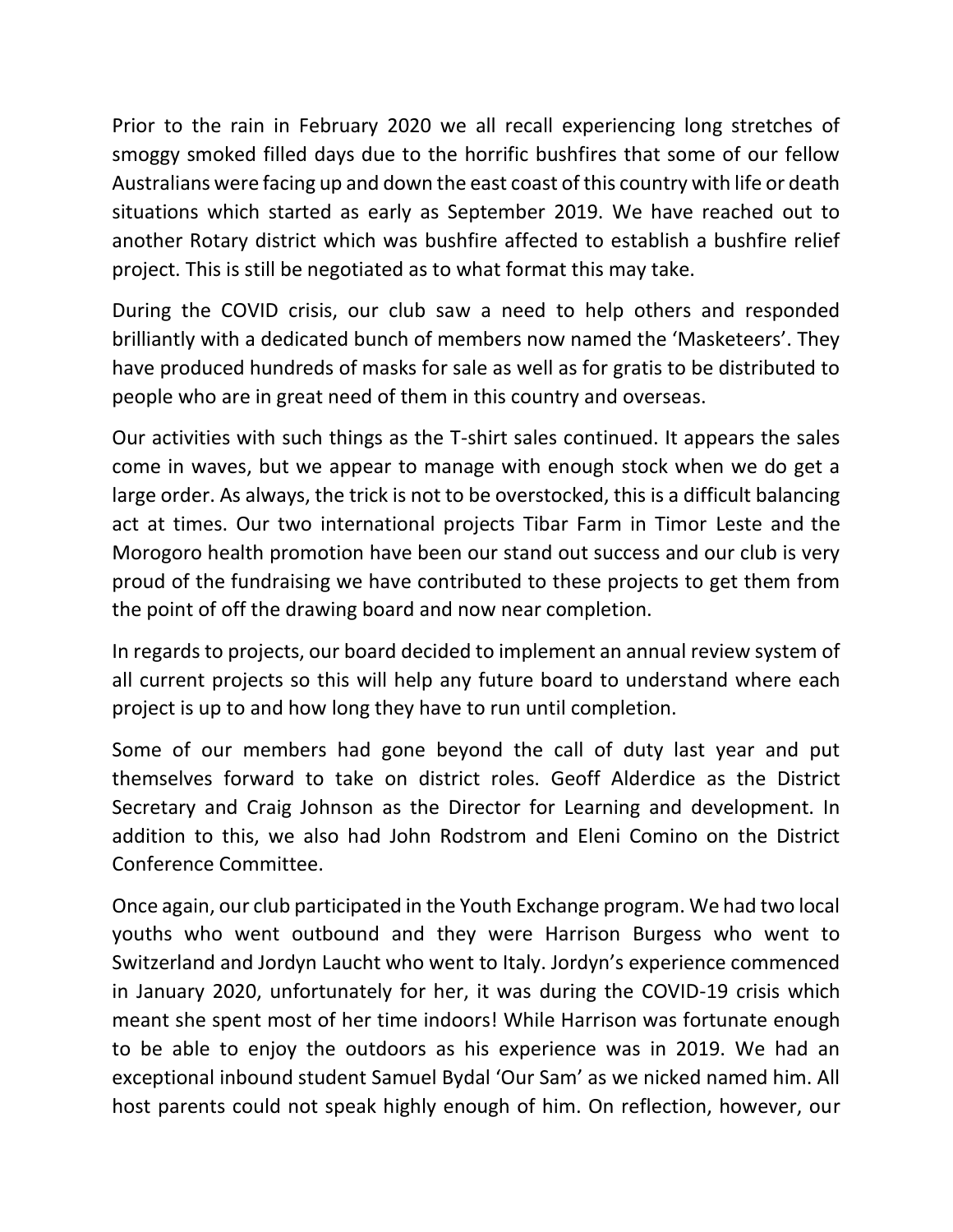Prior to the rain in February 2020 we all recall experiencing long stretches of smoggy smoked filled days due to the horrific bushfires that some of our fellow Australians were facing up and down the east coast of this country with life or death situations which started as early as September 2019. We have reached out to another Rotary district which was bushfire affected to establish a bushfire relief project. This is still be negotiated as to what format this may take.

During the COVID crisis, our club saw a need to help others and responded brilliantly with a dedicated bunch of members now named the 'Masketeers'. They have produced hundreds of masks for sale as well as for gratis to be distributed to people who are in great need of them in this country and overseas.

Our activities with such things as the T-shirt sales continued. It appears the sales come in waves, but we appear to manage with enough stock when we do get a large order. As always, the trick is not to be overstocked, this is a difficult balancing act at times. Our two international projects Tibar Farm in Timor Leste and the Morogoro health promotion have been our stand out success and our club is very proud of the fundraising we have contributed to these projects to get them from the point of off the drawing board and now near completion.

In regards to projects, our board decided to implement an annual review system of all current projects so this will help any future board to understand where each project is up to and how long they have to run until completion.

Some of our members had gone beyond the call of duty last year and put themselves forward to take on district roles. Geoff Alderdice as the District Secretary and Craig Johnson as the Director for Learning and development. In addition to this, we also had John Rodstrom and Eleni Comino on the District Conference Committee.

Once again, our club participated in the Youth Exchange program. We had two local youths who went outbound and they were Harrison Burgess who went to Switzerland and Jordyn Laucht who went to Italy. Jordyn's experience commenced in January 2020, unfortunately for her, it was during the COVID-19 crisis which meant she spent most of her time indoors! While Harrison was fortunate enough to be able to enjoy the outdoors as his experience was in 2019. We had an exceptional inbound student Samuel Bydal 'Our Sam' as we nicked named him. All host parents could not speak highly enough of him. On reflection, however, our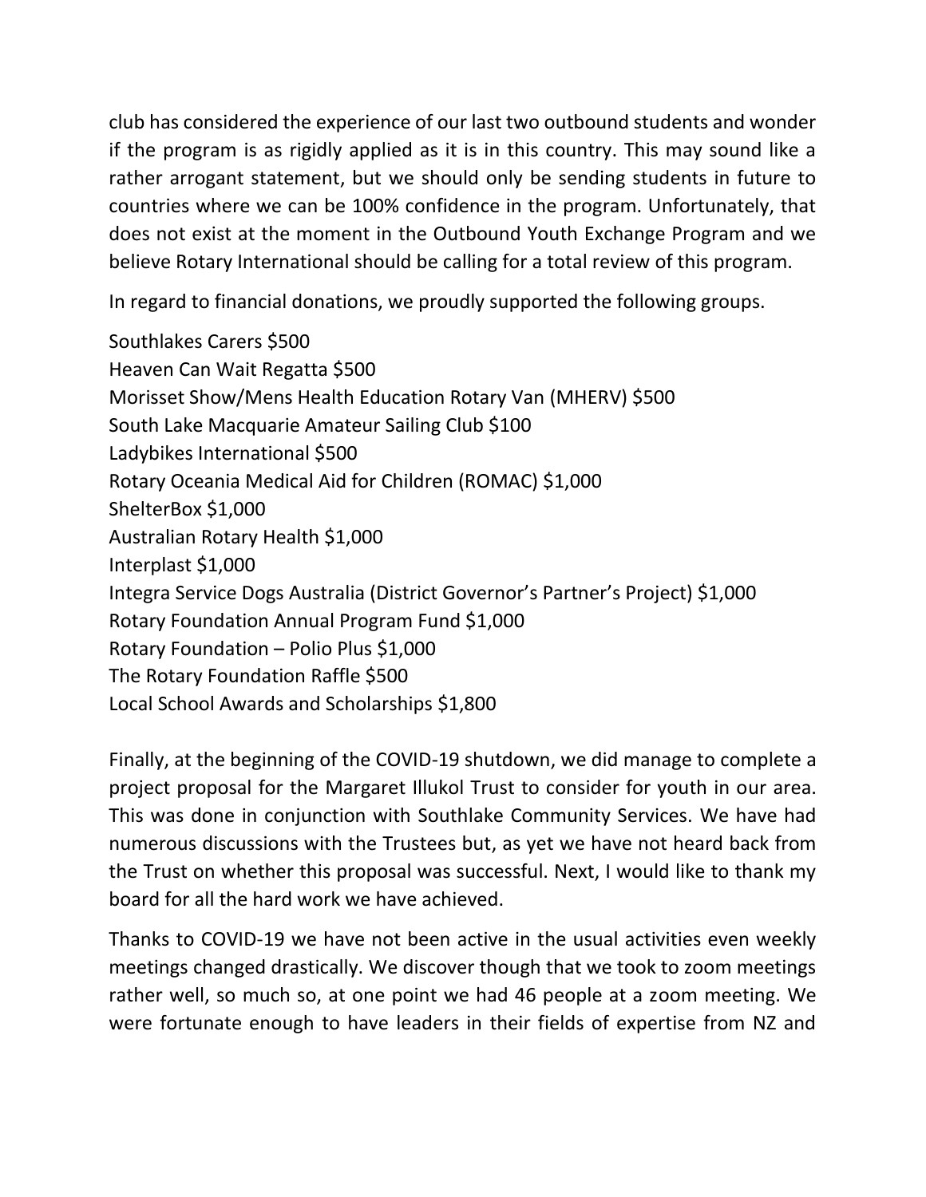club has considered the experience of our last two outbound students and wonder if the program is as rigidly applied as it is in this country. This may sound like a rather arrogant statement, but we should only be sending students in future to countries where we can be 100% confidence in the program. Unfortunately, that does not exist at the moment in the Outbound Youth Exchange Program and we believe Rotary International should be calling for a total review of this program.

In regard to financial donations, we proudly supported the following groups.

Southlakes Carers $500
Heaven Can Wait Regatta $500
Morisset Show/Mens Health Education Rotary Van (MHERV) $500
South Lake Macquarie Amateur Sailing Club $100
Ladybikes International $500
Rotary Oceania Medical Aid for Children (ROMAC) $1,000
ShelterBox $1,000
Australian Rotary Health $1,000
Interplast $1,000
Integra Service Dogs Australia (District Governor's Partner's Project) $1,000
Rotary Foundation Annual Program Fund $1,000
Rotary Foundation – Polio Plus $1,000
The Rotary Foundation Raffle $500
Local School Awards and Scholarships $1,800

Finally, at the beginning of the COVID-19 shutdown, we did manage to complete a project proposal for the Margaret Illukol Trust to consider for youth in our area. This was done in conjunction with Southlake Community Services. We have had numerous discussions with the Trustees but, as yet we have not heard back from the Trust on whether this proposal was successful. Next, I would like to thank my board for all the hard work we have achieved.

Thanks to COVID-19 we have not been active in the usual activities even weekly meetings changed drastically. We discover though that we took to zoom meetings rather well, so much so, at one point we had 46 people at a zoom meeting. We were fortunate enough to have leaders in their fields of expertise from NZ and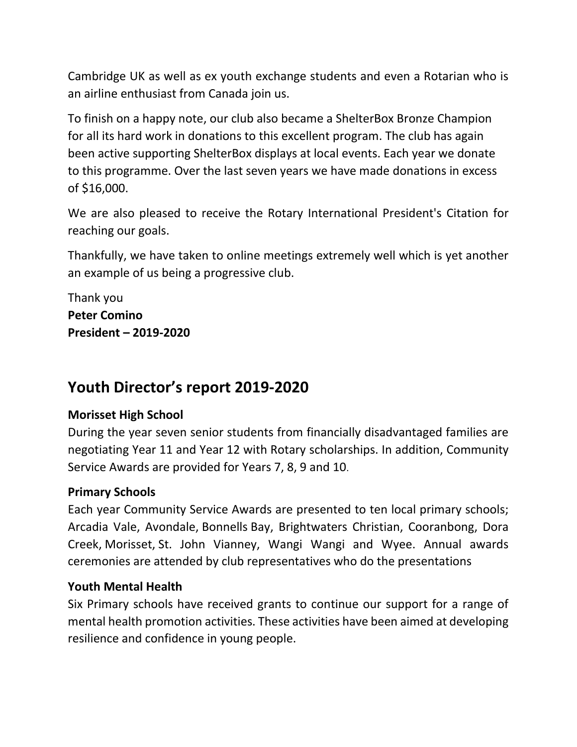Cambridge UK as well as ex youth exchange students and even a Rotarian who is an airline enthusiast from Canada join us.

To finish on a happy note, our club also became a ShelterBox Bronze Champion for all its hard work in donations to this excellent program. The club has again been active supporting ShelterBox displays at local events. Each year we donate to this programme. Over the last seven years we have made donations in excess of $16,000.

We are also pleased to receive the Rotary International President's Citation for reaching our goals.

Thankfully, we have taken to online meetings extremely well which is yet another an example of us being a progressive club.

Thank you
**Peter Comino**
**President – 2019-2020**

## Youth Director's report 2019-2020

**Morisset High School**
During the year seven senior students from financially disadvantaged families are negotiating Year 11 and Year 12 with Rotary scholarships. In addition, Community Service Awards are provided for Years 7, 8, 9 and 10.

**Primary Schools**
Each year Community Service Awards are presented to ten local primary schools; Arcadia Vale, Avondale, Bonnells Bay, Brightwaters Christian, Cooranbong, Dora Creek, Morisset, St. John Vianney, Wangi Wangi and Wyee. Annual awards ceremonies are attended by club representatives who do the presentations

**Youth Mental Health**
Six Primary schools have received grants to continue our support for a range of mental health promotion activities. These activities have been aimed at developing resilience and confidence in young people.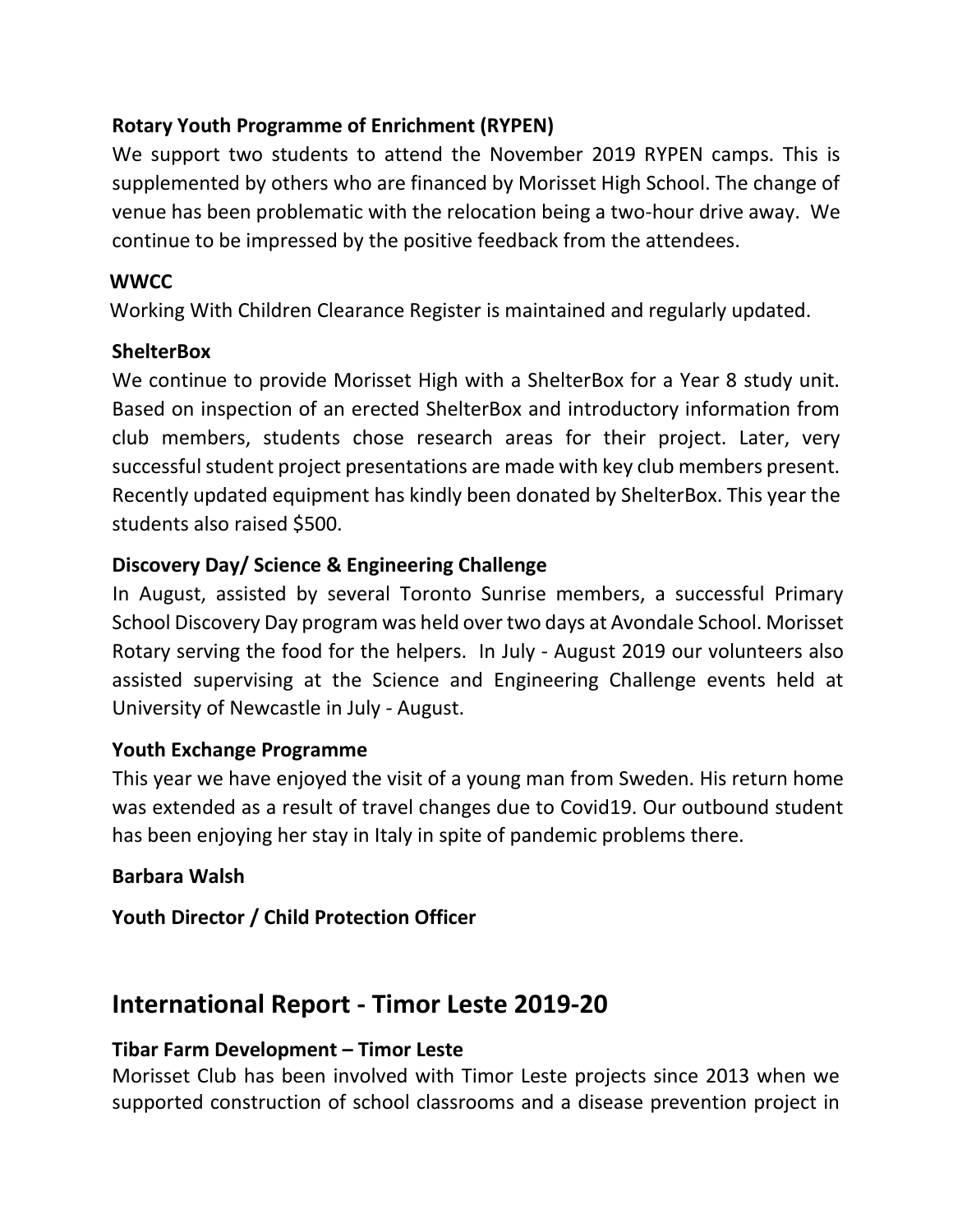### Rotary Youth Programme of Enrichment (RYPEN)

We support two students to attend the November 2019 RYPEN camps. This is supplemented by others who are financed by Morisset High School. The change of venue has been problematic with the relocation being a two-hour drive away. We continue to be impressed by the positive feedback from the attendees.

### WWCC

Working With Children Clearance Register is maintained and regularly updated.

### ShelterBox

We continue to provide Morisset High with a ShelterBox for a Year 8 study unit. Based on inspection of an erected ShelterBox and introductory information from club members, students chose research areas for their project. Later, very successful student project presentations are made with key club members present. Recently updated equipment has kindly been donated by ShelterBox. This year the students also raised $500.

### Discovery Day/ Science & Engineering Challenge

In August, assisted by several Toronto Sunrise members, a successful Primary School Discovery Day program was held over two days at Avondale School. Morisset Rotary serving the food for the helpers. In July - August 2019 our volunteers also assisted supervising at the Science and Engineering Challenge events held at University of Newcastle in July - August.

### Youth Exchange Programme

This year we have enjoyed the visit of a young man from Sweden. His return home was extended as a result of travel changes due to Covid19. Our outbound student has been enjoying her stay in Italy in spite of pandemic problems there.

**Barbara Walsh**

**Youth Director / Child Protection Officer**

## International Report - Timor Leste 2019-20

### Tibar Farm Development – Timor Leste

Morisset Club has been involved with Timor Leste projects since 2013 when we supported construction of school classrooms and a disease prevention project in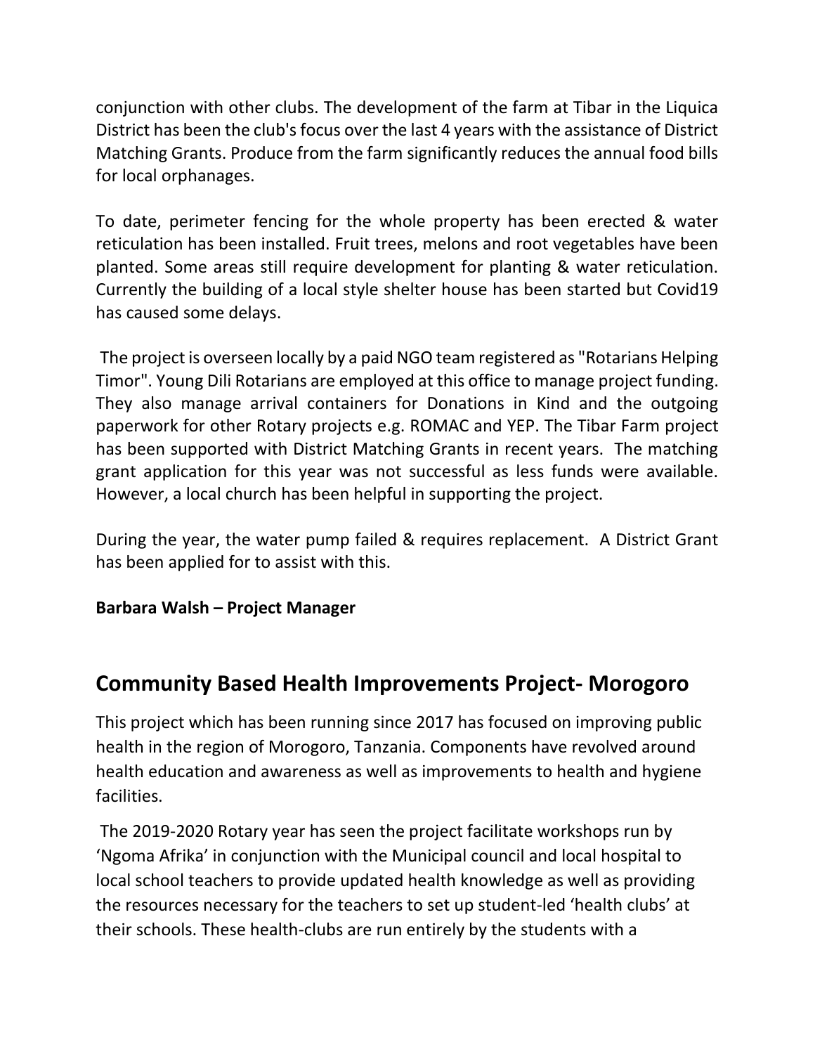conjunction with other clubs. The development of the farm at Tibar in the Liquica District has been the club's focus over the last 4 years with the assistance of District Matching Grants. Produce from the farm significantly reduces the annual food bills for local orphanages.

To date, perimeter fencing for the whole property has been erected & water reticulation has been installed. Fruit trees, melons and root vegetables have been planted. Some areas still require development for planting & water reticulation. Currently the building of a local style shelter house has been started but Covid19 has caused some delays.

The project is overseen locally by a paid NGO team registered as "Rotarians Helping Timor". Young Dili Rotarians are employed at this office to manage project funding. They also manage arrival containers for Donations in Kind and the outgoing paperwork for other Rotary projects e.g. ROMAC and YEP. The Tibar Farm project has been supported with District Matching Grants in recent years. The matching grant application for this year was not successful as less funds were available. However, a local church has been helpful in supporting the project.

During the year, the water pump failed & requires replacement. A District Grant has been applied for to assist with this.

**Barbara Walsh – Project Manager**

## Community Based Health Improvements Project- Morogoro

This project which has been running since 2017 has focused on improving public health in the region of Morogoro, Tanzania. Components have revolved around health education and awareness as well as improvements to health and hygiene facilities.

The 2019-2020 Rotary year has seen the project facilitate workshops run by 'Ngoma Afrika' in conjunction with the Municipal council and local hospital to local school teachers to provide updated health knowledge as well as providing the resources necessary for the teachers to set up student-led 'health clubs' at their schools. These health-clubs are run entirely by the students with a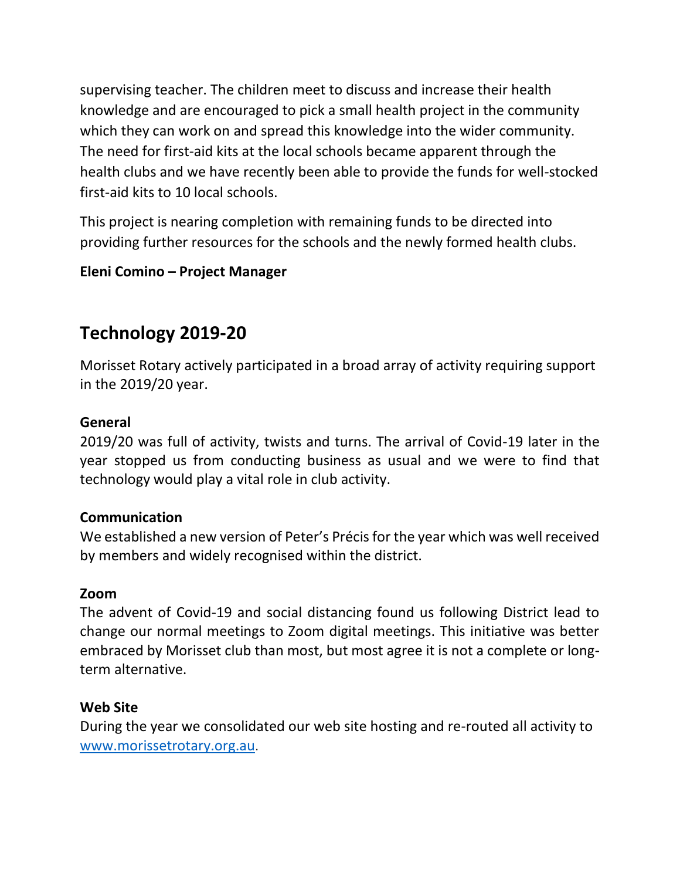supervising teacher. The children meet to discuss and increase their health knowledge and are encouraged to pick a small health project in the community which they can work on and spread this knowledge into the wider community. The need for first-aid kits at the local schools became apparent through the health clubs and we have recently been able to provide the funds for well-stocked first-aid kits to 10 local schools.

This project is nearing completion with remaining funds to be directed into providing further resources for the schools and the newly formed health clubs.

**Eleni Comino – Project Manager**

## Technology 2019-20

Morisset Rotary actively participated in a broad array of activity requiring support in the 2019/20 year.

**General**
2019/20 was full of activity, twists and turns. The arrival of Covid-19 later in the year stopped us from conducting business as usual and we were to find that technology would play a vital role in club activity.

**Communication**
We established a new version of Peter's Précis for the year which was well received by members and widely recognised within the district.

**Zoom**
The advent of Covid-19 and social distancing found us following District lead to change our normal meetings to Zoom digital meetings. This initiative was better embraced by Morisset club than most, but most agree it is not a complete or long-term alternative.

**Web Site**
During the year we consolidated our web site hosting and re-routed all activity to [www.morissetrotary.org.au](http://www.morissetrotary.org.au).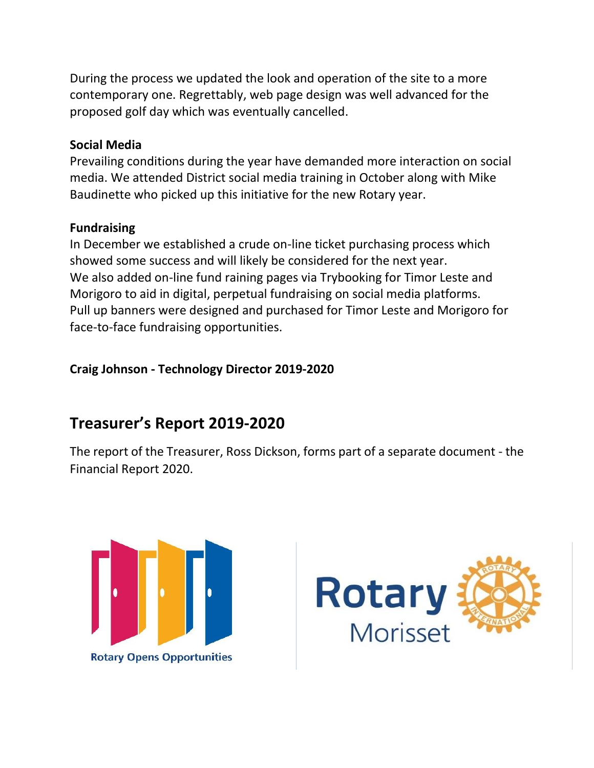During the process we updated the look and operation of the site to a more contemporary one. Regrettably, web page design was well advanced for the proposed golf day which was eventually cancelled.

**Social Media**

Prevailing conditions during the year have demanded more interaction on social media. We attended District social media training in October along with Mike Baudinette who picked up this initiative for the new Rotary year.

**Fundraising**

In December we established a crude on-line ticket purchasing process which showed some success and will likely be considered for the next year.
We also added on-line fund raining pages via Trybooking for Timor Leste and Morigoro to aid in digital, perpetual fundraising on social media platforms.
Pull up banners were designed and purchased for Timor Leste and Morigoro for face-to-face fundraising opportunities.

**Craig Johnson - Technology Director 2019-2020**

## Treasurer's Report 2019-2020

The report of the Treasurer, Ross Dickson, forms part of a separate document - the Financial Report 2020.

Rotary Opens Opportunities

Rotary Morisset